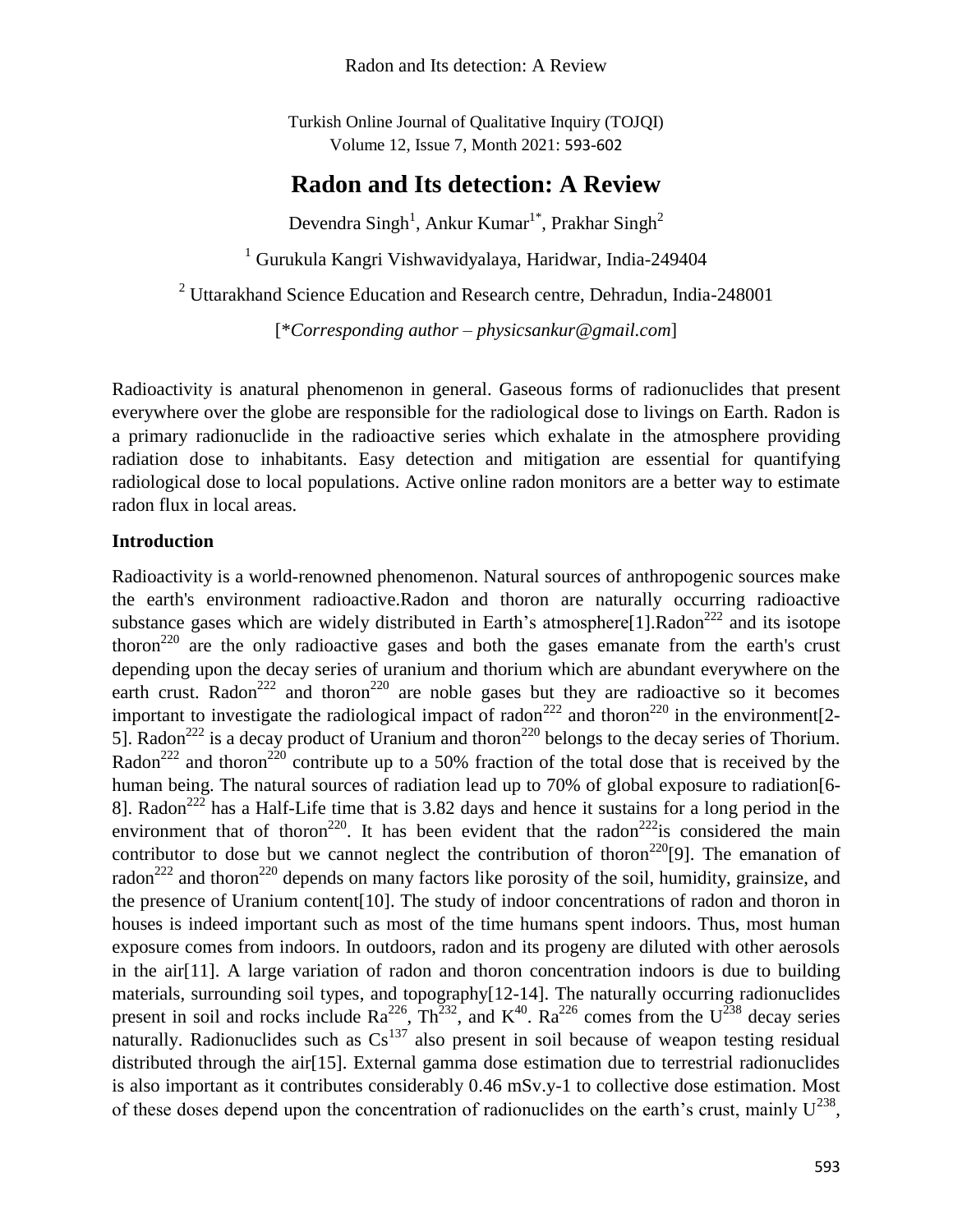# Radon and Its detection: A Review

Devendra Singh[1], Ankur Kumar[1*], Prakhar Singh[2]

[1] Gurukula Kangri Vishwavidyalaya, Haridwar, India-249404

[2] Uttarakhand Science Education and Research centre, Dehradun, India-248001

[*Corresponding author – physicsankur@gmail.com]

Radioactivity is anatural phenomenon in general. Gaseous forms of radionuclides that present everywhere over the globe are responsible for the radiological dose to livings on Earth. Radon is a primary radionuclide in the radioactive series which exhalate in the atmosphere providing radiation dose to inhabitants. Easy detection and mitigation are essential for quantifying radiological dose to local populations. Active online radon monitors are a better way to estimate radon flux in local areas.

## Introduction

Radioactivity is a world-renowned phenomenon. Natural sources of anthropogenic sources make the earth's environment radioactive.Radon and thoron are naturally occurring radioactive substance gases which are widely distributed in Earth's atmosphere[1].Radon$^{222}$ and its isotope thoron$^{220}$ are the only radioactive gases and both the gases emanate from the earth's crust depending upon the decay series of uranium and thorium which are abundant everywhere on the earth crust. Radon$^{222}$ and thoron$^{220}$ are noble gases but they are radioactive so it becomes important to investigate the radiological impact of radon$^{222}$ and thoron$^{220}$ in the environment[2-5]. Radon$^{222}$ is a decay product of Uranium and thoron$^{220}$ belongs to the decay series of Thorium. Radon$^{222}$ and thoron$^{220}$ contribute up to a 50% fraction of the total dose that is received by the human being. The natural sources of radiation lead up to 70% of global exposure to radiation[6-8]. Radon$^{222}$ has a Half-Life time that is 3.82 days and hence it sustains for a long period in the environment that of thoron$^{220}$. It has been evident that the radon$^{222}$is considered the main contributor to dose but we cannot neglect the contribution of thoron$^{220}$[9]. The emanation of radon$^{222}$ and thoron$^{220}$ depends on many factors like porosity of the soil, humidity, grainsize, and the presence of Uranium content[10]. The study of indoor concentrations of radon and thoron in houses is indeed important such as most of the time humans spent indoors. Thus, most human exposure comes from indoors. In outdoors, radon and its progeny are diluted with other aerosols in the air[11]. A large variation of radon and thoron concentration indoors is due to building materials, surrounding soil types, and topography[12-14]. The naturally occurring radionuclides present in soil and rocks include Ra$^{226}$, Th$^{232}$, and K$^{40}$. Ra$^{226}$ comes from the U$^{238}$ decay series naturally. Radionuclides such as Cs$^{137}$ also present in soil because of weapon testing residual distributed through the air[15]. External gamma dose estimation due to terrestrial radionuclides is also important as it contributes considerably 0.46 mSv.y-1 to collective dose estimation. Most of these doses depend upon the concentration of radionuclides on the earth's crust, mainly U$^{238}$,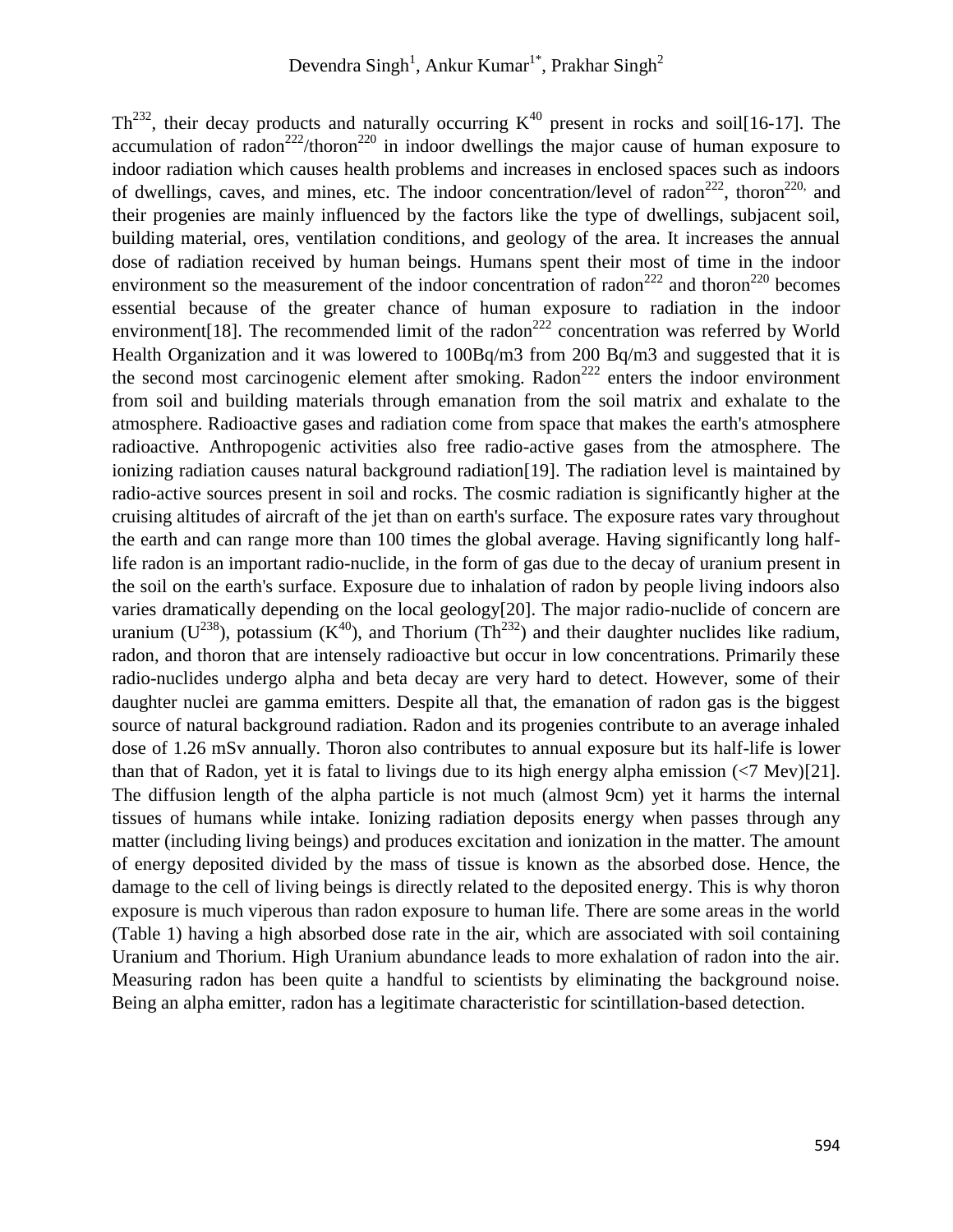$Th^{232}$, their decay products and naturally occurring $K^{40}$ present in rocks and soil[16-17]. The accumulation of $radon^{222}$/$thoron^{220}$ in indoor dwellings the major cause of human exposure to indoor radiation which causes health problems and increases in enclosed spaces such as indoors of dwellings, caves, and mines, etc. The indoor concentration/level of $radon^{222}$, $thoron^{220,}$ and their progenies are mainly influenced by the factors like the type of dwellings, subjacent soil, building material, ores, ventilation conditions, and geology of the area. It increases the annual dose of radiation received by human beings. Humans spent their most of time in the indoor environment so the measurement of the indoor concentration of $radon^{222}$ and $thoron^{220}$ becomes essential because of the greater chance of human exposure to radiation in the indoor environment[18]. The recommended limit of the $radon^{222}$ concentration was referred by World Health Organization and it was lowered to 100Bq/m3 from 200 Bq/m3 and suggested that it is the second most carcinogenic element after smoking. $Radon^{222}$ enters the indoor environment from soil and building materials through emanation from the soil matrix and exhalate to the atmosphere. Radioactive gases and radiation come from space that makes the earth's atmosphere radioactive. Anthropogenic activities also free radio-active gases from the atmosphere. The ionizing radiation causes natural background radiation[19]. The radiation level is maintained by radio-active sources present in soil and rocks. The cosmic radiation is significantly higher at the cruising altitudes of aircraft of the jet than on earth's surface. The exposure rates vary throughout the earth and can range more than 100 times the global average. Having significantly long half-life radon is an important radio-nuclide, in the form of gas due to the decay of uranium present in the soil on the earth's surface. Exposure due to inhalation of radon by people living indoors also varies dramatically depending on the local geology[20]. The major radio-nuclide of concern are uranium ($U^{238}$), potassium ($K^{40}$), and Thorium ($Th^{232}$) and their daughter nuclides like radium, radon, and thoron that are intensely radioactive but occur in low concentrations. Primarily these radio-nuclides undergo alpha and beta decay are very hard to detect. However, some of their daughter nuclei are gamma emitters. Despite all that, the emanation of radon gas is the biggest source of natural background radiation. Radon and its progenies contribute to an average inhaled dose of 1.26 mSv annually. Thoron also contributes to annual exposure but its half-life is lower than that of Radon, yet it is fatal to livings due to its high energy alpha emission (<7 Mev)[21]. The diffusion length of the alpha particle is not much (almost 9cm) yet it harms the internal tissues of humans while intake. Ionizing radiation deposits energy when passes through any matter (including living beings) and produces excitation and ionization in the matter. The amount of energy deposited divided by the mass of tissue is known as the absorbed dose. Hence, the damage to the cell of living beings is directly related to the deposited energy. This is why thoron exposure is much viperous than radon exposure to human life. There are some areas in the world (Table 1) having a high absorbed dose rate in the air, which are associated with soil containing Uranium and Thorium. High Uranium abundance leads to more exhalation of radon into the air. Measuring radon has been quite a handful to scientists by eliminating the background noise. Being an alpha emitter, radon has a legitimate characteristic for scintillation-based detection.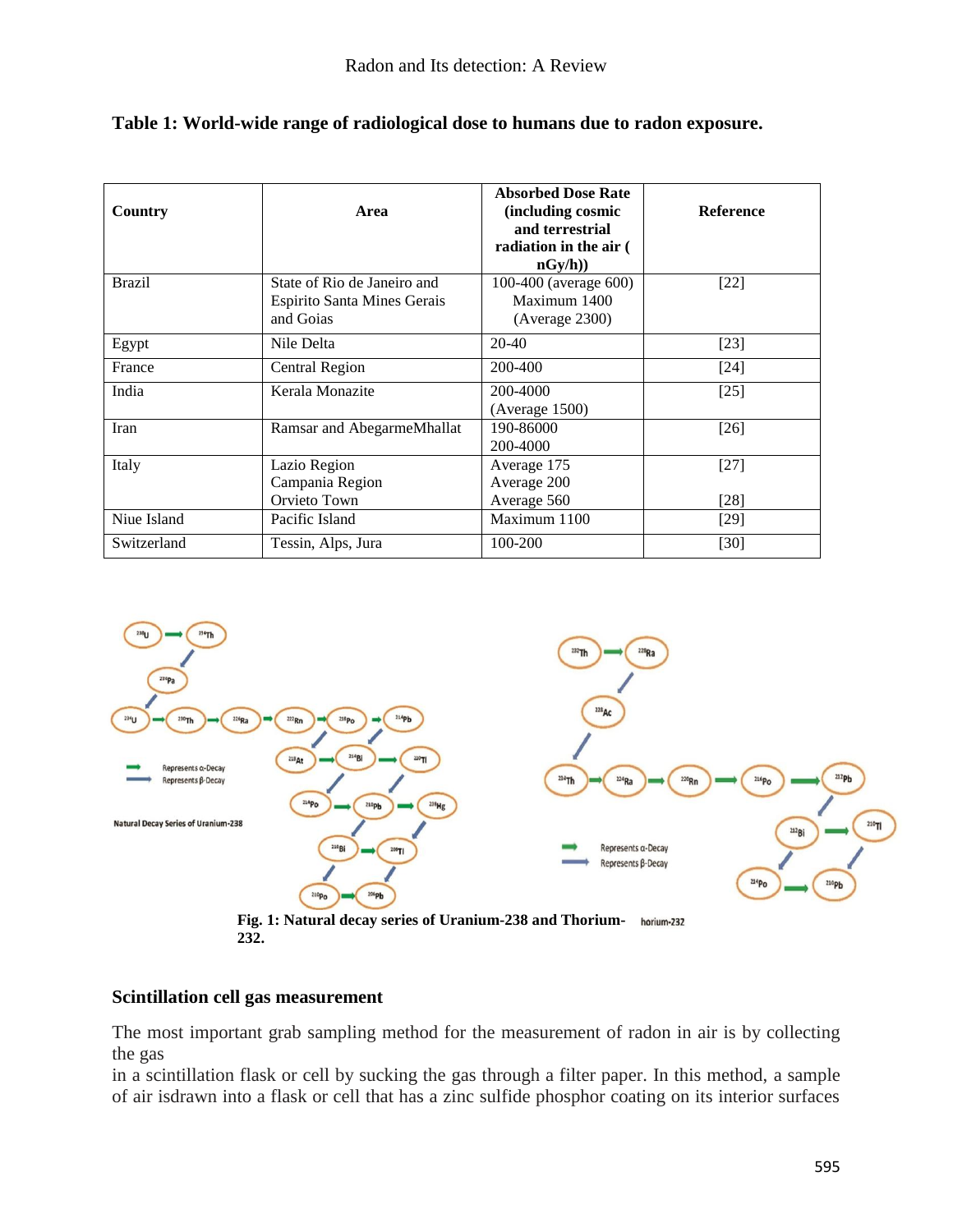**Table 1: World-wide range of radiological dose to humans due to radon exposure.**

| Country | Area | Absorbed Dose Rate (including cosmic and terrestrial radiation in the air ( nGy/h)) | Reference |
|---|---|---|---|
| Brazil | State of Rio de Janeiro and Espirito Santa Mines Gerais and Goias | 100-400 (average 600) Maximum 1400 (Average 2300) | [22] |
| Egypt | Nile Delta | 20-40 | [23] |
| France | Central Region | 200-400 | [24] |
| India | Kerala Monazite | 200-4000 (Average 1500) | [25] |
| Iran | Ramsar and AbegarmeMhallat | 190-86000 200-4000 | [26] |
| Italy | Lazio Region Campania Region Orvieto Town | Average 175 Average 200 Average 560 | [27] [28] |
| Niue Island | Pacific Island | Maximum 1100 | [29] |
| Switzerland | Tessin, Alps, Jura | 100-200 | [30] |

**Fig. 1: Natural decay series of Uranium-238 and Thorium-232.**

### Scintillation cell gas measurement

The most important grab sampling method for the measurement of radon in air is by collecting the gas in a scintillation flask or cell by sucking the gas through a filter paper. In this method, a sample of air isdrawn into a flask or cell that has a zinc sulfide phosphor coating on its interior surfaces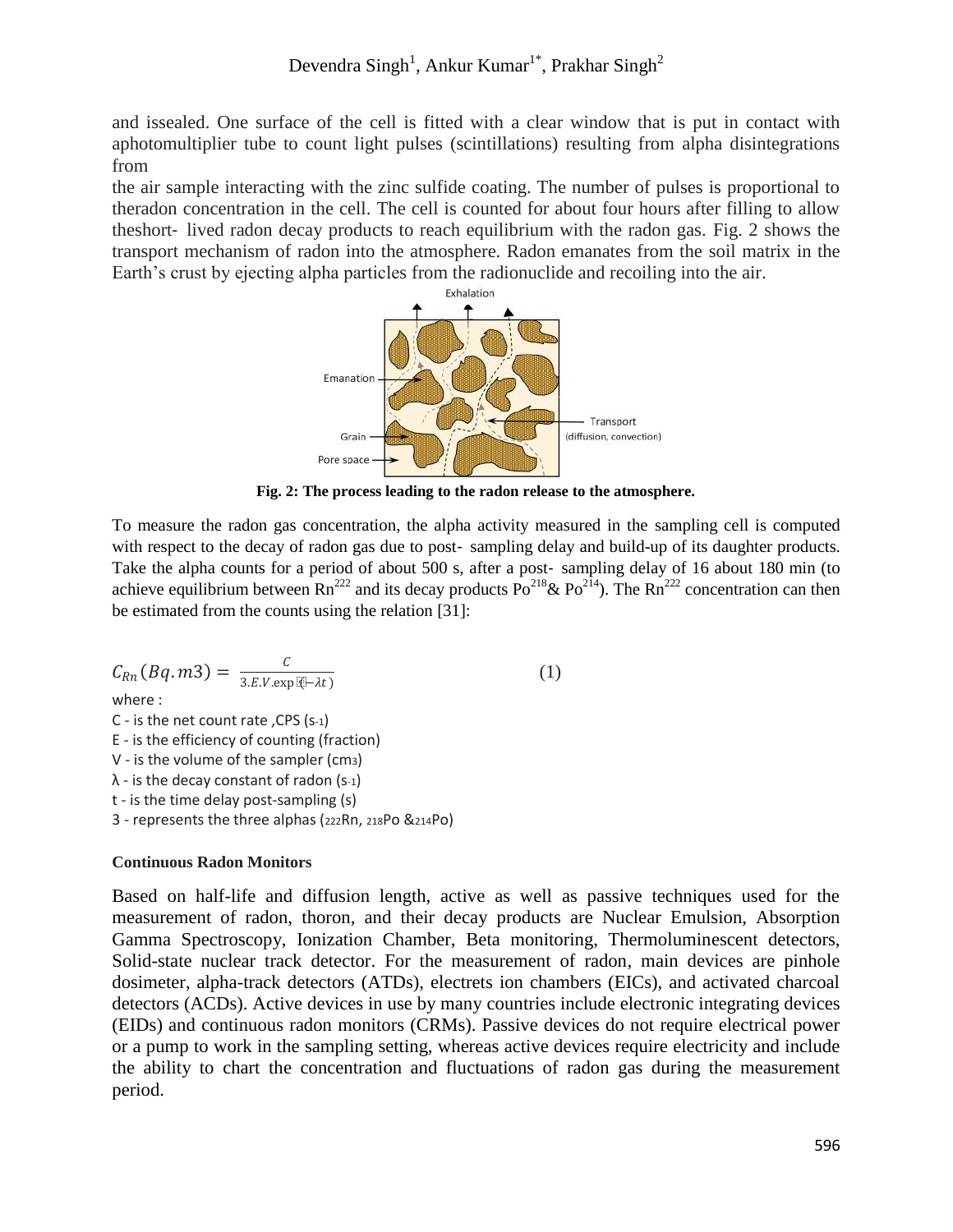and issealed. One surface of the cell is fitted with a clear window that is put in contact with aphotomultiplier tube to count light pulses (scintillations) resulting from alpha disintegrations from

the air sample interacting with the zinc sulfide coating. The number of pulses is proportional to theradon concentration in the cell. The cell is counted for about four hours after filling to allow theshort- lived radon decay products to reach equilibrium with the radon gas. Fig. 2 shows the transport mechanism of radon into the atmosphere. Radon emanates from the soil matrix in the Earth's crust by ejecting alpha particles from the radionuclide and recoiling into the air.

Exhalation

Emanation

Grain

Pore space

Transport
(diffusion, convection)

**Fig. 2: The process leading to the radon release to the atmosphere.**

To measure the radon gas concentration, the alpha activity measured in the sampling cell is computed with respect to the decay of radon gas due to post- sampling delay and build-up of its daughter products. Take the alpha counts for a period of about 500 s, after a post- sampling delay of 16 about 180 min (to achieve equilibrium between $Rn^{222}$ and its decay products $Po^{218}$& $Po^{214}$). The $Rn^{222}$ concentration can then be estimated from the counts using the relation [31]:

$$C_{Rn}(Bq.m3) = \frac{C}{3.E.V.\exp(-\lambda t)} \quad (1)$$

where :

C - is the net count rate ,CPS ($s^{-1}$)

E - is the efficiency of counting (fraction)

V - is the volume of the sampler ($cm^3$)

λ - is the decay constant of radon ($s^{-1}$)

t - is the time delay post-sampling (s)

3 - represents the three alphas ($^{222}Rn$, $^{218}Po$ &$^{214}Po$)

### Continuous Radon Monitors

Based on half-life and diffusion length, active as well as passive techniques used for the measurement of radon, thoron, and their decay products are Nuclear Emulsion, Absorption Gamma Spectroscopy, Ionization Chamber, Beta monitoring, Thermoluminescent detectors, Solid-state nuclear track detector. For the measurement of radon, main devices are pinhole dosimeter, alpha-track detectors (ATDs), electrets ion chambers (EICs), and activated charcoal detectors (ACDs). Active devices in use by many countries include electronic integrating devices (EIDs) and continuous radon monitors (CRMs). Passive devices do not require electrical power or a pump to work in the sampling setting, whereas active devices require electricity and include the ability to chart the concentration and fluctuations of radon gas during the measurement period.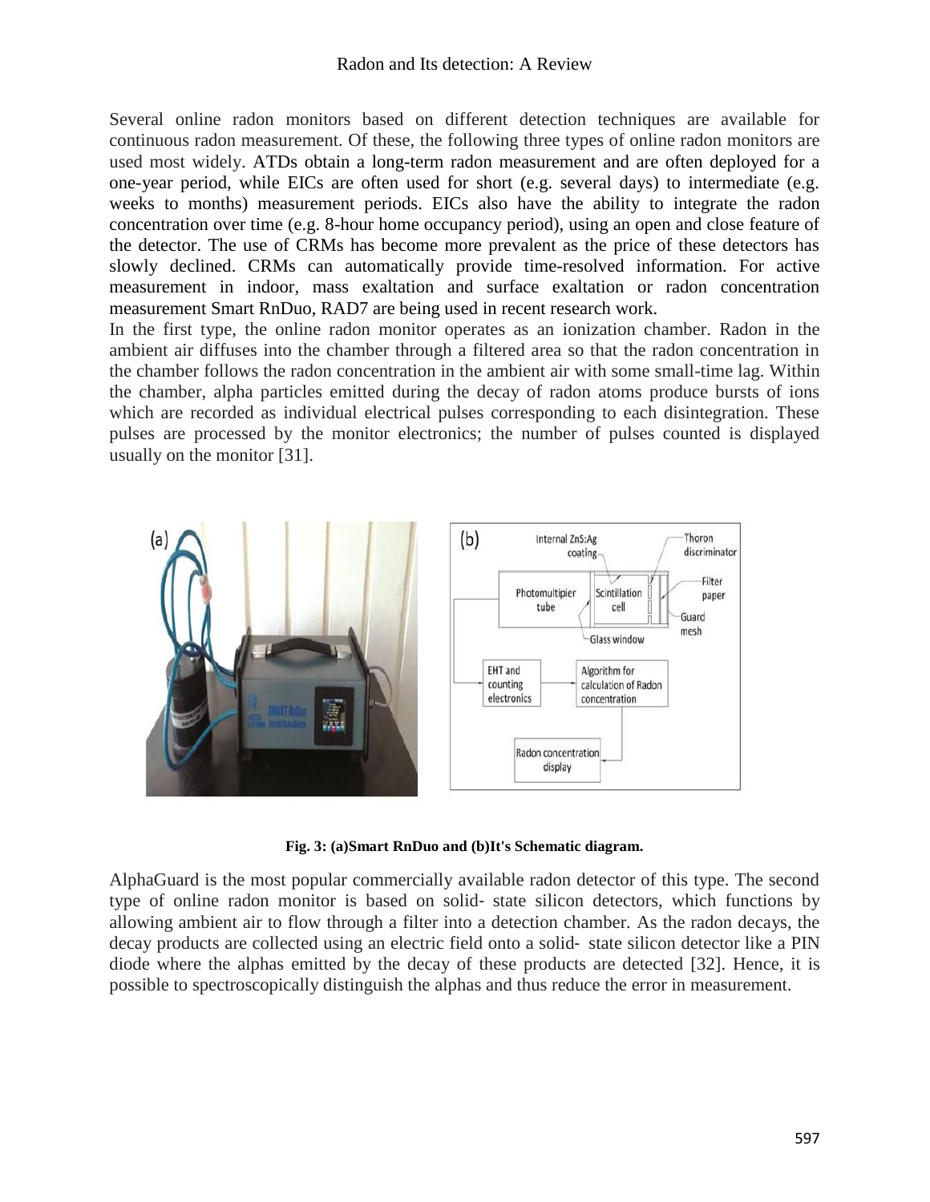Several online radon monitors based on different detection techniques are available for continuous radon measurement. Of these, the following three types of online radon monitors are used most widely. ATDs obtain a long-term radon measurement and are often deployed for a one-year period, while EICs are often used for short (e.g. several days) to intermediate (e.g. weeks to months) measurement periods. EICs also have the ability to integrate the radon concentration over time (e.g. 8-hour home occupancy period), using an open and close feature of the detector. The use of CRMs has become more prevalent as the price of these detectors has slowly declined. CRMs can automatically provide time-resolved information. For active measurement in indoor, mass exaltation and surface exaltation or radon concentration measurement Smart RnDuo, RAD7 are being used in recent research work.

In the first type, the online radon monitor operates as an ionization chamber. Radon in the ambient air diffuses into the chamber through a filtered area so that the radon concentration in the chamber follows the radon concentration in the ambient air with some small-time lag. Within the chamber, alpha particles emitted during the decay of radon atoms produce bursts of ions which are recorded as individual electrical pulses corresponding to each disintegration. These pulses are processed by the monitor electronics; the number of pulses counted is displayed usually on the monitor [31].

(a)

(b)

Internal ZnS:Ag coating

Thoron discriminator

Photomultipier tube

Scintillation cell

Filter paper

Guard mesh

Glass window

EHT and counting electronics

Algorithm for calculation of Radon concentration

Radon concentration display

**Fig. 3: (a)Smart RnDuo and (b)It's Schematic diagram.**

AlphaGuard is the most popular commercially available radon detector of this type. The second type of online radon monitor is based on solid‐ state silicon detectors, which functions by allowing ambient air to flow through a filter into a detection chamber. As the radon decays, the decay products are collected using an electric field onto a solid‐ state silicon detector like a PIN diode where the alphas emitted by the decay of these products are detected [32]. Hence, it is possible to spectroscopically distinguish the alphas and thus reduce the error in measurement.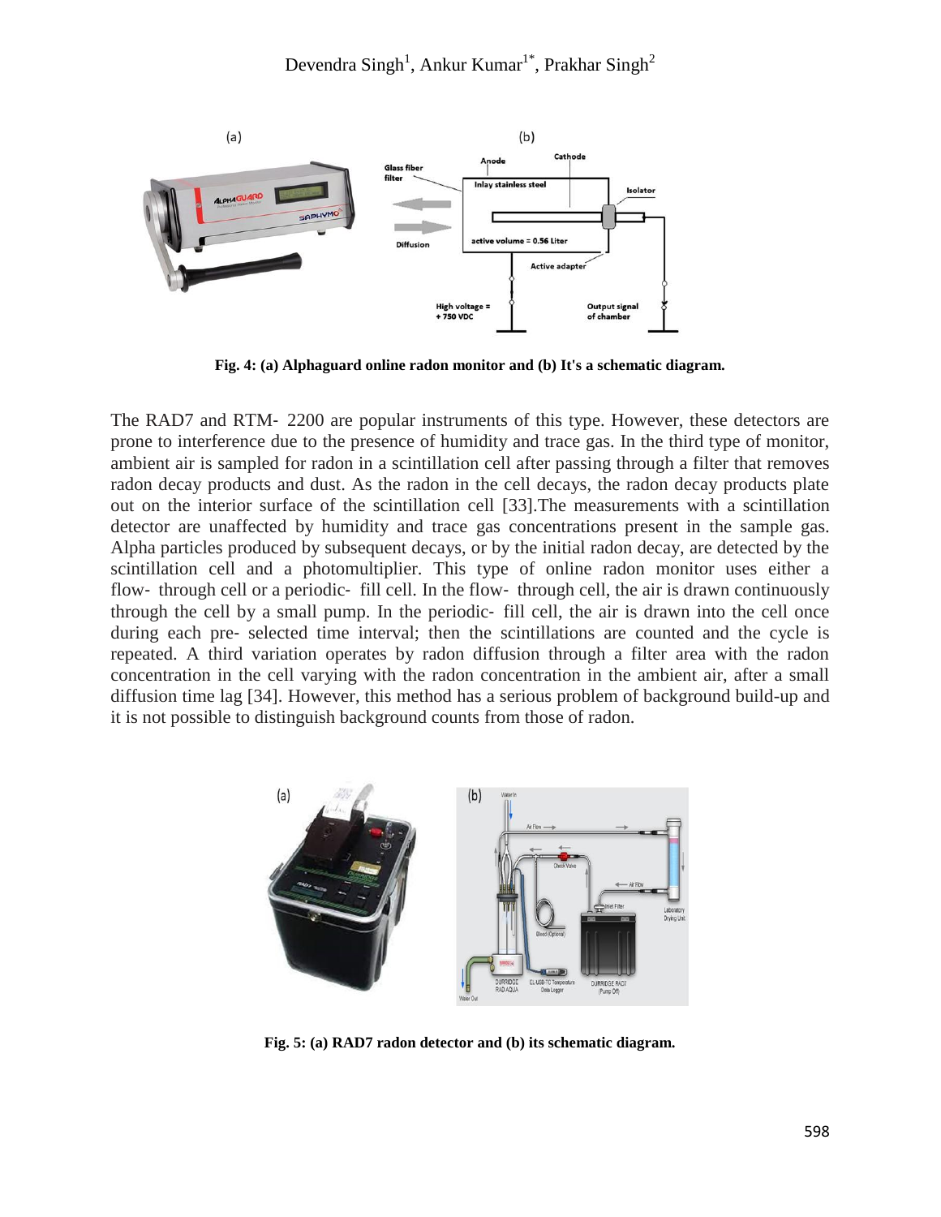Fig. 4: (a) Alphaguard online radon monitor and (b) It's a schematic diagram.

The RAD7 and RTM- 2200 are popular instruments of this type. However, these detectors are prone to interference due to the presence of humidity and trace gas. In the third type of monitor, ambient air is sampled for radon in a scintillation cell after passing through a filter that removes radon decay products and dust. As the radon in the cell decays, the radon decay products plate out on the interior surface of the scintillation cell [33].The measurements with a scintillation detector are unaffected by humidity and trace gas concentrations present in the sample gas. Alpha particles produced by subsequent decays, or by the initial radon decay, are detected by the scintillation cell and a photomultiplier. This type of online radon monitor uses either a flow- through cell or a periodic- fill cell. In the flow- through cell, the air is drawn continuously through the cell by a small pump. In the periodic- fill cell, the air is drawn into the cell once during each pre- selected time interval; then the scintillations are counted and the cycle is repeated. A third variation operates by radon diffusion through a filter area with the radon concentration in the cell varying with the radon concentration in the ambient air, after a small diffusion time lag [34]. However, this method has a serious problem of background build-up and it is not possible to distinguish background counts from those of radon.

Fig. 5: (a) RAD7 radon detector and (b) its schematic diagram.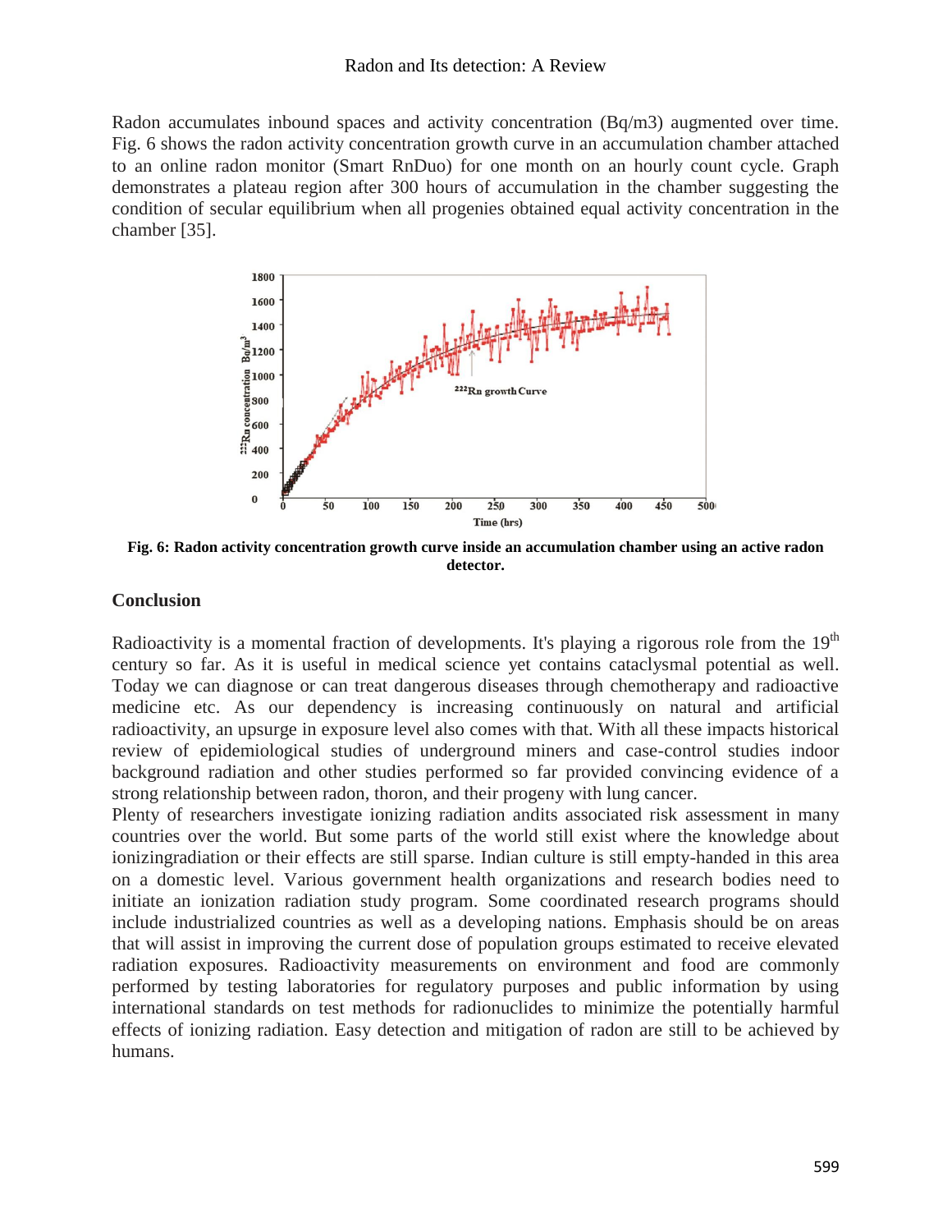Radon accumulates inbound spaces and activity concentration (Bq/m3) augmented over time. Fig. 6 shows the radon activity concentration growth curve in an accumulation chamber attached to an online radon monitor (Smart RnDuo) for one month on an hourly count cycle. Graph demonstrates a plateau region after 300 hours of accumulation in the chamber suggesting the condition of secular equilibrium when all progenies obtained equal activity concentration in the chamber [35].

1800
1600
1400
1200
1000
800
600
400
200
0

$^{222}$Rn concentration Bq/m$^3$

$^{222}$Rn growth Curve

0 50 100 150 200 250 300 350 400 450 500

Time (hrs)

**Fig. 6: Radon activity concentration growth curve inside an accumulation chamber using an active radon detector.**

## Conclusion

Radioactivity is a momental fraction of developments. It's playing a rigorous role from the 19$^{th}$ century so far. As it is useful in medical science yet contains cataclysmal potential as well. Today we can diagnose or can treat dangerous diseases through chemotherapy and radioactive medicine etc. As our dependency is increasing continuously on natural and artificial radioactivity, an upsurge in exposure level also comes with that. With all these impacts historical review of epidemiological studies of underground miners and case-control studies indoor background radiation and other studies performed so far provided convincing evidence of a strong relationship between radon, thoron, and their progeny with lung cancer.

Plenty of researchers investigate ionizing radiation andits associated risk assessment in many countries over the world. But some parts of the world still exist where the knowledge about ionizingradiation or their effects are still sparse. Indian culture is still empty-handed in this area on a domestic level. Various government health organizations and research bodies need to initiate an ionization radiation study program. Some coordinated research programs should include industrialized countries as well as a developing nations. Emphasis should be on areas that will assist in improving the current dose of population groups estimated to receive elevated radiation exposures. Radioactivity measurements on environment and food are commonly performed by testing laboratories for regulatory purposes and public information by using international standards on test methods for radionuclides to minimize the potentially harmful effects of ionizing radiation. Easy detection and mitigation of radon are still to be achieved by humans.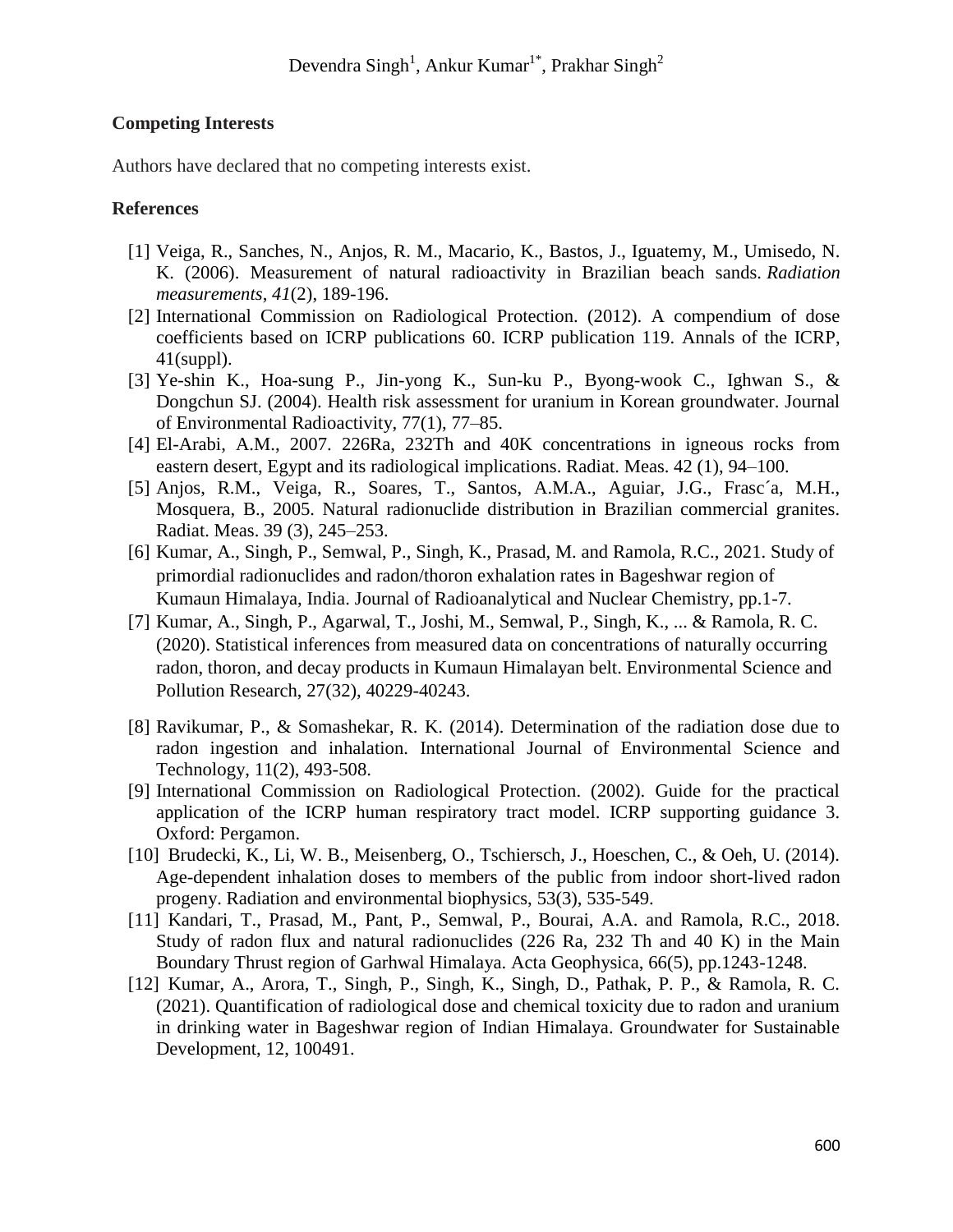## Competing Interests

Authors have declared that no competing interests exist.

## References

[1] Veiga, R., Sanches, N., Anjos, R. M., Macario, K., Bastos, J., Iguatemy, M., Umisedo, N. K. (2006). Measurement of natural radioactivity in Brazilian beach sands. *Radiation measurements*, *41*(2), 189-196.

[2] International Commission on Radiological Protection. (2012). A compendium of dose coefficients based on ICRP publications 60. ICRP publication 119. Annals of the ICRP, 41(suppl).

[3] Ye-shin K., Hoa-sung P., Jin-yong K., Sun-ku P., Byong-wook C., Ighwan S., & Dongchun SJ. (2004). Health risk assessment for uranium in Korean groundwater. Journal of Environmental Radioactivity, 77(1), 77–85.

[4] El-Arabi, A.M., 2007. 226Ra, 232Th and 40K concentrations in igneous rocks from eastern desert, Egypt and its radiological implications. Radiat. Meas. 42 (1), 94–100.

[5] Anjos, R.M., Veiga, R., Soares, T., Santos, A.M.A., Aguiar, J.G., Frasc´a, M.H., Mosquera, B., 2005. Natural radionuclide distribution in Brazilian commercial granites. Radiat. Meas. 39 (3), 245–253.

[6] Kumar, A., Singh, P., Semwal, P., Singh, K., Prasad, M. and Ramola, R.C., 2021. Study of primordial radionuclides and radon/thoron exhalation rates in Bageshwar region of Kumaun Himalaya, India. Journal of Radioanalytical and Nuclear Chemistry, pp.1-7.

[7] Kumar, A., Singh, P., Agarwal, T., Joshi, M., Semwal, P., Singh, K., ... & Ramola, R. C. (2020). Statistical inferences from measured data on concentrations of naturally occurring radon, thoron, and decay products in Kumaun Himalayan belt. Environmental Science and Pollution Research, 27(32), 40229-40243.

[8] Ravikumar, P., & Somashekar, R. K. (2014). Determination of the radiation dose due to radon ingestion and inhalation. International Journal of Environmental Science and Technology, 11(2), 493-508.

[9] International Commission on Radiological Protection. (2002). Guide for the practical application of the ICRP human respiratory tract model. ICRP supporting guidance 3. Oxford: Pergamon.

[10] Brudecki, K., Li, W. B., Meisenberg, O., Tschiersch, J., Hoeschen, C., & Oeh, U. (2014). Age-dependent inhalation doses to members of the public from indoor short-lived radon progeny. Radiation and environmental biophysics, 53(3), 535-549.

[11] Kandari, T., Prasad, M., Pant, P., Semwal, P., Bourai, A.A. and Ramola, R.C., 2018. Study of radon flux and natural radionuclides (226 Ra, 232 Th and 40 K) in the Main Boundary Thrust region of Garhwal Himalaya. Acta Geophysica, 66(5), pp.1243-1248.

[12] Kumar, A., Arora, T., Singh, P., Singh, K., Singh, D., Pathak, P. P., & Ramola, R. C. (2021). Quantification of radiological dose and chemical toxicity due to radon and uranium in drinking water in Bageshwar region of Indian Himalaya. Groundwater for Sustainable Development, 12, 100491.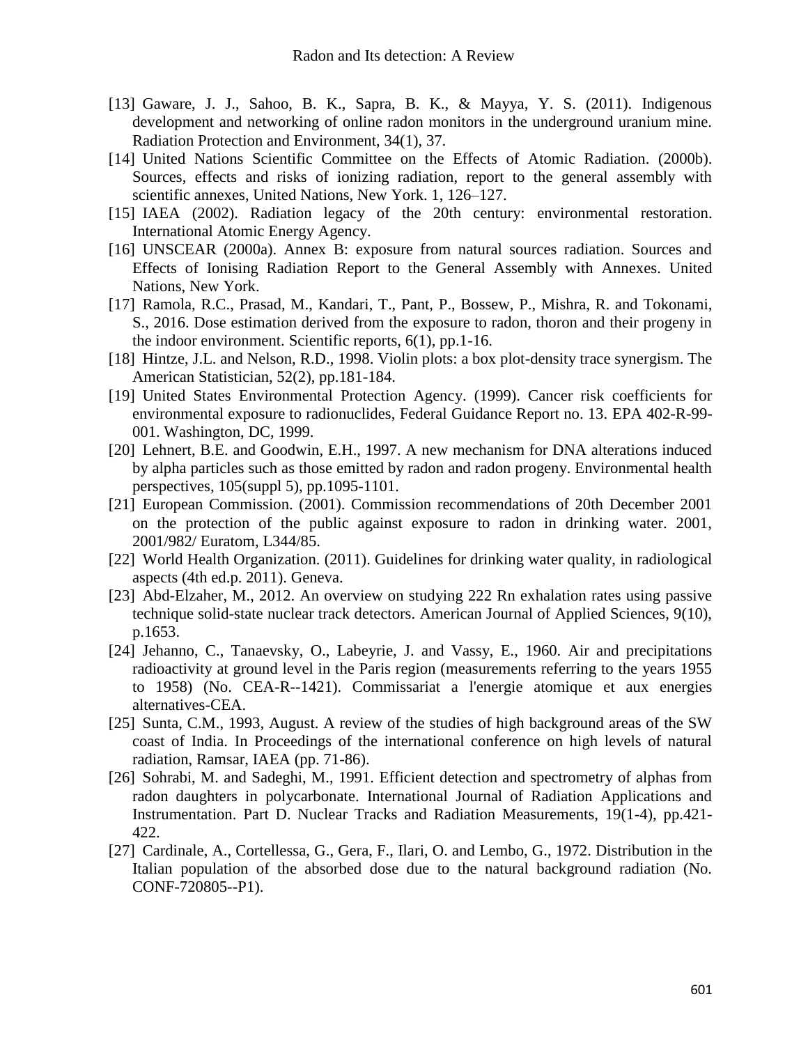[13] Gaware, J. J., Sahoo, B. K., Sapra, B. K., & Mayya, Y. S. (2011). Indigenous development and networking of online radon monitors in the underground uranium mine. Radiation Protection and Environment, 34(1), 37.

[14] United Nations Scientific Committee on the Effects of Atomic Radiation. (2000b). Sources, effects and risks of ionizing radiation, report to the general assembly with scientific annexes, United Nations, New York. 1, 126–127.

[15] IAEA (2002). Radiation legacy of the 20th century: environmental restoration. International Atomic Energy Agency.

[16] UNSCEAR (2000a). Annex B: exposure from natural sources radiation. Sources and Effects of Ionising Radiation Report to the General Assembly with Annexes. United Nations, New York.

[17] Ramola, R.C., Prasad, M., Kandari, T., Pant, P., Bossew, P., Mishra, R. and Tokonami, S., 2016. Dose estimation derived from the exposure to radon, thoron and their progeny in the indoor environment. Scientific reports, 6(1), pp.1-16.

[18] Hintze, J.L. and Nelson, R.D., 1998. Violin plots: a box plot-density trace synergism. The American Statistician, 52(2), pp.181-184.

[19] United States Environmental Protection Agency. (1999). Cancer risk coefficients for environmental exposure to radionuclides, Federal Guidance Report no. 13. EPA 402-R-99-001. Washington, DC, 1999.

[20] Lehnert, B.E. and Goodwin, E.H., 1997. A new mechanism for DNA alterations induced by alpha particles such as those emitted by radon and radon progeny. Environmental health perspectives, 105(suppl 5), pp.1095-1101.

[21] European Commission. (2001). Commission recommendations of 20th December 2001 on the protection of the public against exposure to radon in drinking water. 2001, 2001/982/ Euratom, L344/85.

[22] World Health Organization. (2011). Guidelines for drinking water quality, in radiological aspects (4th ed.p. 2011). Geneva.

[23] Abd-Elzaher, M., 2012. An overview on studying 222 Rn exhalation rates using passive technique solid-state nuclear track detectors. American Journal of Applied Sciences, 9(10), p.1653.

[24] Jehanno, C., Tanaevsky, O., Labeyrie, J. and Vassy, E., 1960. Air and precipitations radioactivity at ground level in the Paris region (measurements referring to the years 1955 to 1958) (No. CEA-R--1421). Commissariat a l'energie atomique et aux energies alternatives-CEA.

[25] Sunta, C.M., 1993, August. A review of the studies of high background areas of the SW coast of India. In Proceedings of the international conference on high levels of natural radiation, Ramsar, IAEA (pp. 71-86).

[26] Sohrabi, M. and Sadeghi, M., 1991. Efficient detection and spectrometry of alphas from radon daughters in polycarbonate. International Journal of Radiation Applications and Instrumentation. Part D. Nuclear Tracks and Radiation Measurements, 19(1-4), pp.421-422.

[27] Cardinale, A., Cortellessa, G., Gera, F., Ilari, O. and Lembo, G., 1972. Distribution in the Italian population of the absorbed dose due to the natural background radiation (No. CONF-720805--P1).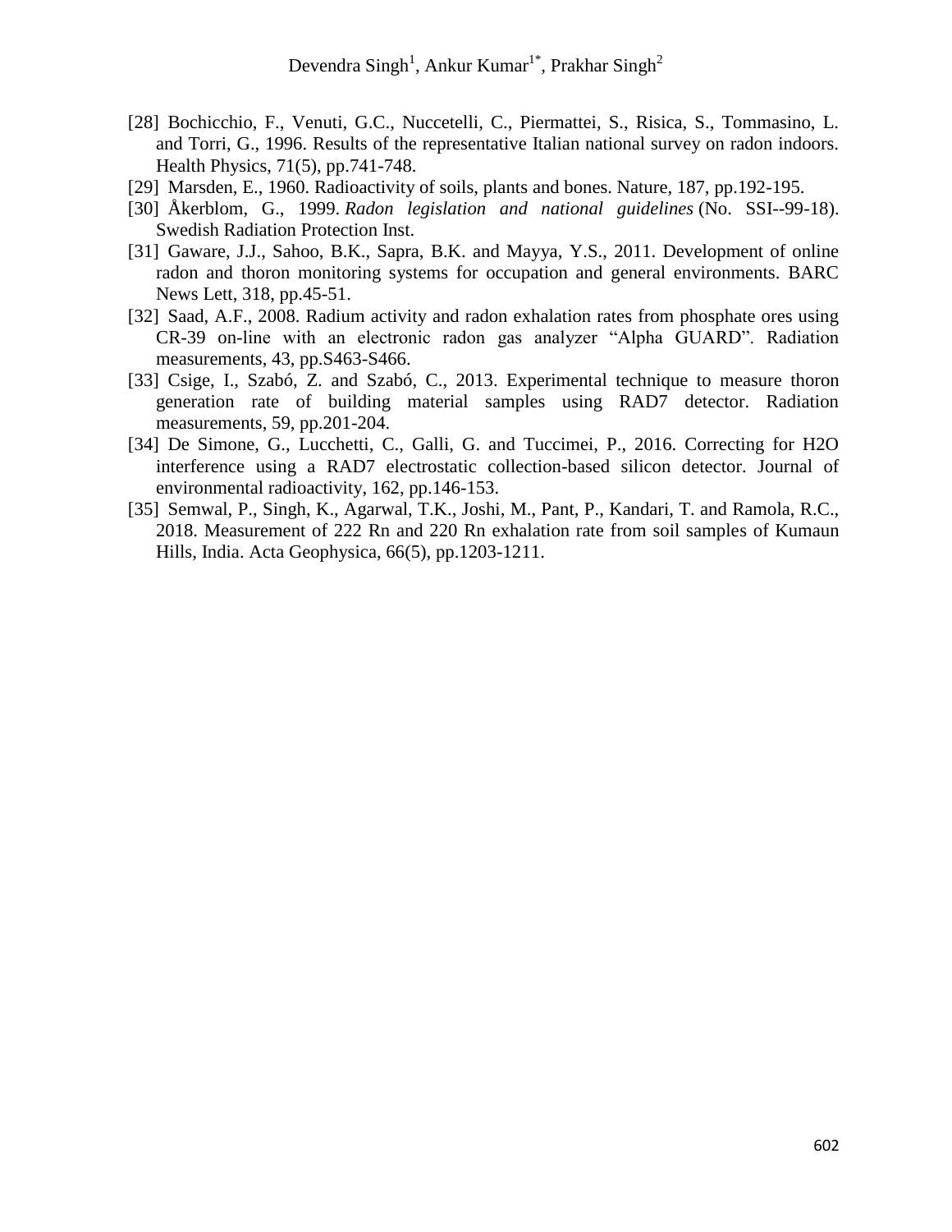[28] Bochicchio, F., Venuti, G.C., Nuccetelli, C., Piermattei, S., Risica, S., Tommasino, L. and Torri, G., 1996. Results of the representative Italian national survey on radon indoors. Health Physics, 71(5), pp.741-748.

[29] Marsden, E., 1960. Radioactivity of soils, plants and bones. Nature, 187, pp.192-195.

[30] Åkerblom, G., 1999. *Radon legislation and national guidelines* (No. SSI--99-18). Swedish Radiation Protection Inst.

[31] Gaware, J.J., Sahoo, B.K., Sapra, B.K. and Mayya, Y.S., 2011. Development of online radon and thoron monitoring systems for occupation and general environments. BARC News Lett, 318, pp.45-51.

[32] Saad, A.F., 2008. Radium activity and radon exhalation rates from phosphate ores using CR-39 on-line with an electronic radon gas analyzer "Alpha GUARD". Radiation measurements, 43, pp.S463-S466.

[33] Csige, I., Szabó, Z. and Szabó, C., 2013. Experimental technique to measure thoron generation rate of building material samples using RAD7 detector. Radiation measurements, 59, pp.201-204.

[34] De Simone, G., Lucchetti, C., Galli, G. and Tuccimei, P., 2016. Correcting for H2O interference using a RAD7 electrostatic collection-based silicon detector. Journal of environmental radioactivity, 162, pp.146-153.

[35] Semwal, P., Singh, K., Agarwal, T.K., Joshi, M., Pant, P., Kandari, T. and Ramola, R.C., 2018. Measurement of 222 Rn and 220 Rn exhalation rate from soil samples of Kumaun Hills, India. Acta Geophysica, 66(5), pp.1203-1211.